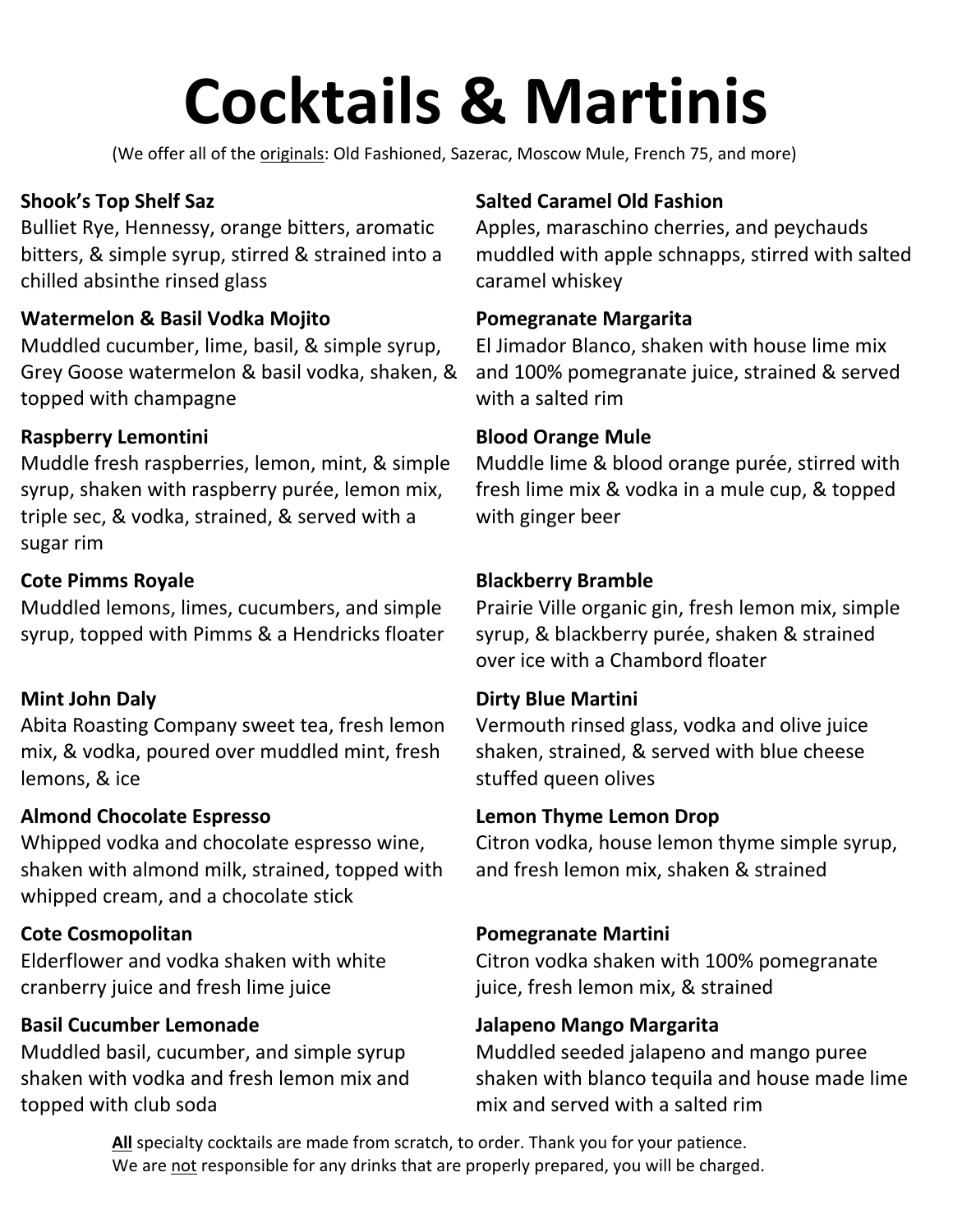# Cocktails & Martinis

(We offer all of the <u>originals</u>: Old Fashioned, Sazerac, Moscow Mule, French 75, and more)

**Shook's Top Shelf Saz**
Bulliet Rye, Hennessy, orange bitters, aromatic bitters, & simple syrup, stirred & strained into a chilled absinthe rinsed glass

**Watermelon & Basil Vodka Mojito**
Muddled cucumber, lime, basil, & simple syrup, Grey Goose watermelon & basil vodka, shaken, & topped with champagne

**Raspberry Lemontini**
Muddle fresh raspberries, lemon, mint, & simple syrup, shaken with raspberry purée, lemon mix, triple sec, & vodka, strained, & served with a sugar rim

**Cote Pimms Royale**
Muddled lemons, limes, cucumbers, and simple syrup, topped with Pimms & a Hendricks floater

**Mint John Daly**
Abita Roasting Company sweet tea, fresh lemon mix, & vodka, poured over muddled mint, fresh lemons, & ice

**Almond Chocolate Espresso**
Whipped vodka and chocolate espresso wine, shaken with almond milk, strained, topped with whipped cream, and a chocolate stick

**Cote Cosmopolitan**
Elderflower and vodka shaken with white cranberry juice and fresh lime juice

**Basil Cucumber Lemonade**
Muddled basil, cucumber, and simple syrup shaken with vodka and fresh lemon mix and topped with club soda

**Salted Caramel Old Fashion**
Apples, maraschino cherries, and peychauds muddled with apple schnapps, stirred with salted caramel whiskey

**Pomegranate Margarita**
El Jimador Blanco, shaken with house lime mix and 100% pomegranate juice, strained & served with a salted rim

**Blood Orange Mule**
Muddle lime & blood orange purée, stirred with fresh lime mix & vodka in a mule cup, & topped with ginger beer

**Blackberry Bramble**
Prairie Ville organic gin, fresh lemon mix, simple syrup, & blackberry purée, shaken & strained over ice with a Chambord floater

**Dirty Blue Martini**
Vermouth rinsed glass, vodka and olive juice shaken, strained, & served with blue cheese stuffed queen olives

**Lemon Thyme Lemon Drop**
Citron vodka, house lemon thyme simple syrup, and fresh lemon mix, shaken & strained

**Pomegranate Martini**
Citron vodka shaken with 100% pomegranate juice, fresh lemon mix, & strained

**Jalapeno Mango Margarita**
Muddled seeded jalapeno and mango puree shaken with blanco tequila and house made lime mix and served with a salted rim

**<u>All</u>** specialty cocktails are made from scratch, to order. Thank you for your patience.
We are <u>not</u> responsible for any drinks that are properly prepared, you will be charged.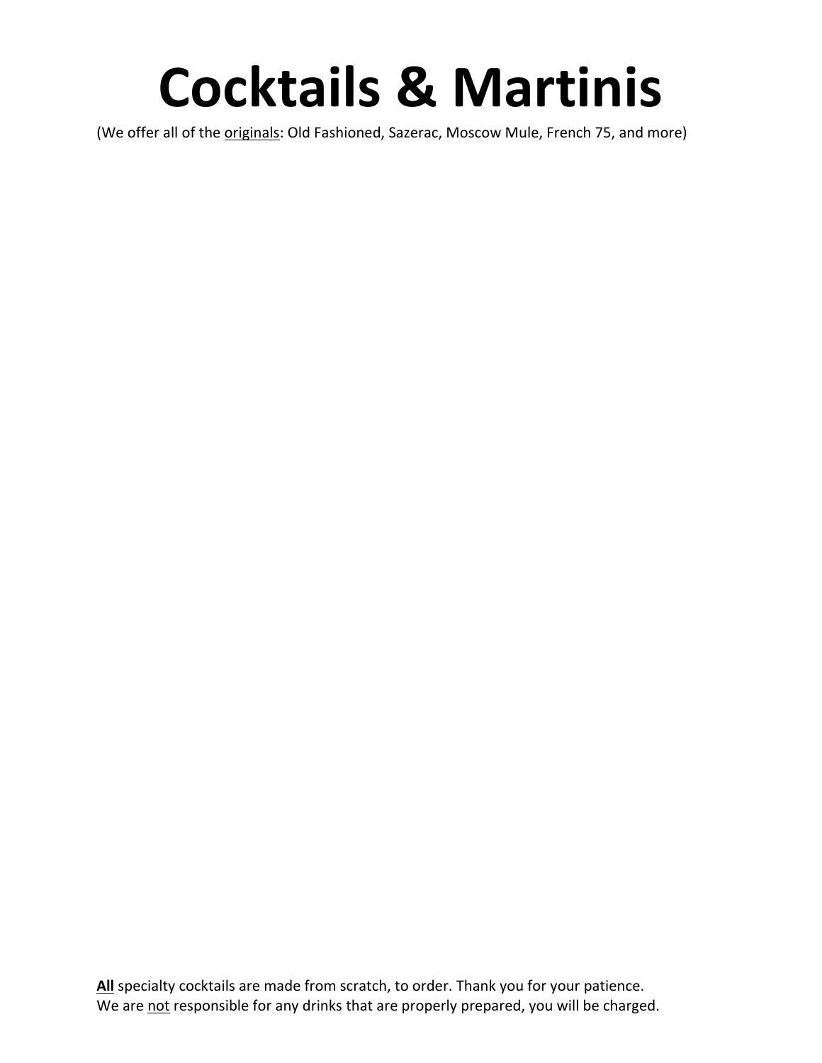# Cocktails & Martinis

(We offer all of the <u>originals</u>: Old Fashioned, Sazerac, Moscow Mule, French 75, and more)

**<u>All</u>** specialty cocktails are made from scratch, to order. Thank you for your patience.
We are <u>not</u> responsible for any drinks that are properly prepared, you will be charged.